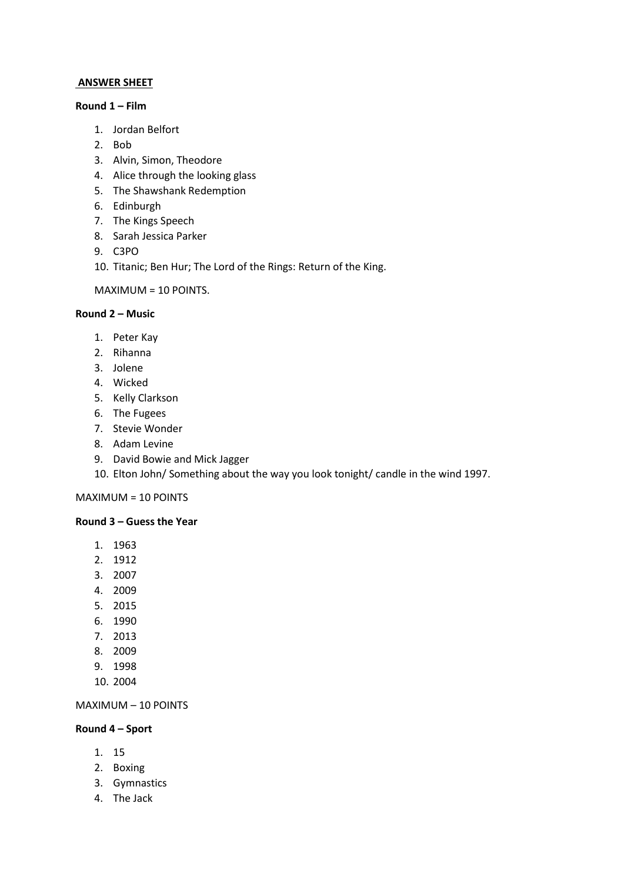**ANSWER SHEET**

**Round 1 – Film**

1. Jordan Belfort
2. Bob
3. Alvin, Simon, Theodore
4. Alice through the looking glass
5. The Shawshank Redemption
6. Edinburgh
7. The Kings Speech
8. Sarah Jessica Parker
9. C3PO
10. Titanic; Ben Hur; The Lord of the Rings: Return of the King.

MAXIMUM = 10 POINTS.

**Round 2 – Music**

1. Peter Kay
2. Rihanna
3. Jolene
4. Wicked
5. Kelly Clarkson
6. The Fugees
7. Stevie Wonder
8. Adam Levine
9. David Bowie and Mick Jagger
10. Elton John/ Something about the way you look tonight/ candle in the wind 1997.

MAXIMUM = 10 POINTS

**Round 3 – Guess the Year**

1. 1963
2. 1912
3. 2007
4. 2009
5. 2015
6. 1990
7. 2013
8. 2009
9. 1998
10. 2004

MAXIMUM – 10 POINTS

**Round 4 – Sport**

1. 15
2. Boxing
3. Gymnastics
4. The Jack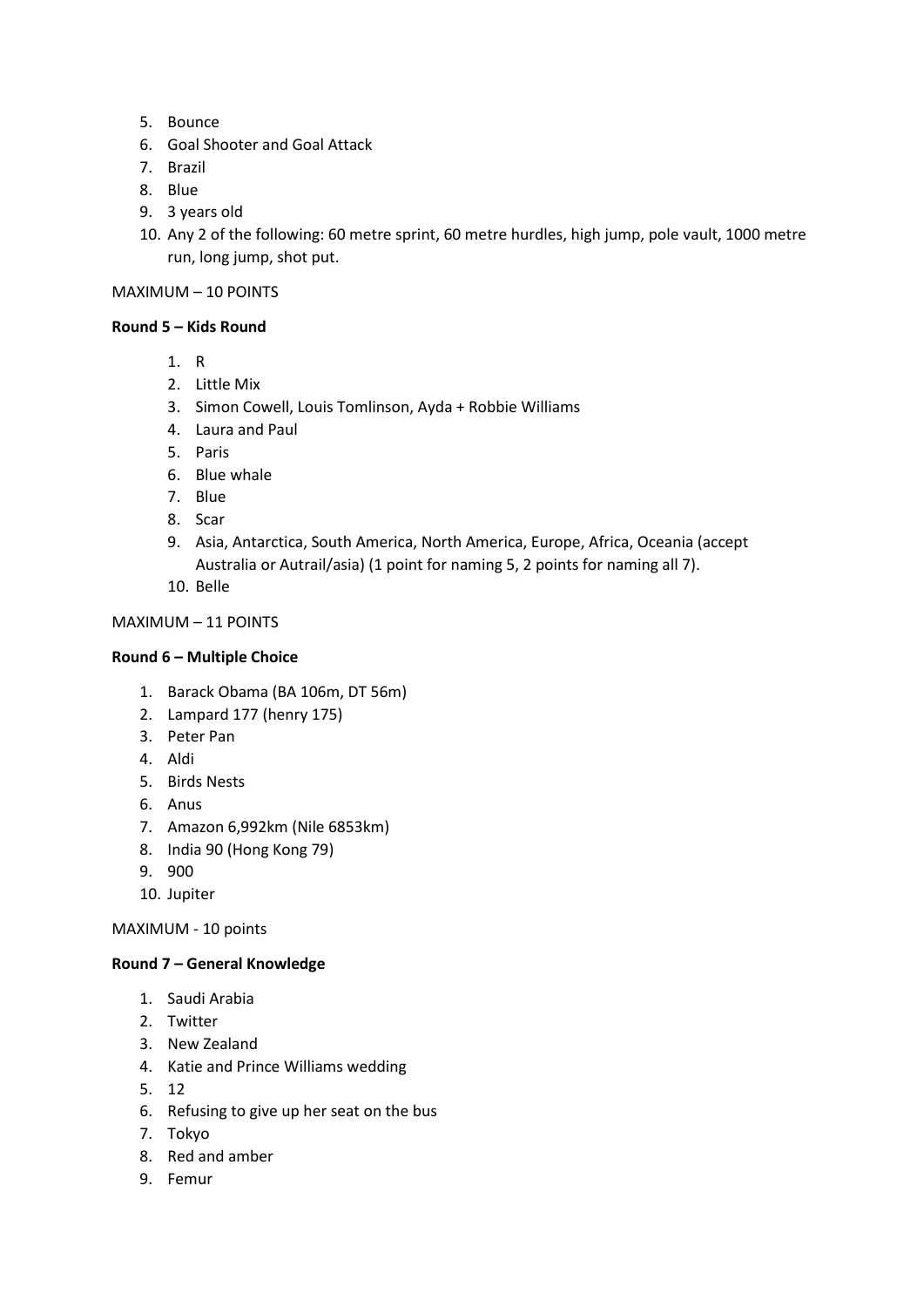5. Bounce
6. Goal Shooter and Goal Attack
7. Brazil
8. Blue
9. 3 years old
10. Any 2 of the following: 60 metre sprint, 60 metre hurdles, high jump, pole vault, 1000 metre run, long jump, shot put.

MAXIMUM – 10 POINTS

**Round 5 – Kids Round**

1. R
2. Little Mix
3. Simon Cowell, Louis Tomlinson, Ayda + Robbie Williams
4. Laura and Paul
5. Paris
6. Blue whale
7. Blue
8. Scar
9. Asia, Antarctica, South America, North America, Europe, Africa, Oceania (accept Australia or Autrail/asia) (1 point for naming 5, 2 points for naming all 7).
10. Belle

MAXIMUM – 11 POINTS

**Round 6 – Multiple Choice**

1. Barack Obama (BA 106m, DT 56m)
2. Lampard 177 (henry 175)
3. Peter Pan
4. Aldi
5. Birds Nests
6. Anus
7. Amazon 6,992km (Nile 6853km)
8. India 90 (Hong Kong 79)
9. 900
10. Jupiter

MAXIMUM - 10 points

**Round 7 – General Knowledge**

1. Saudi Arabia
2. Twitter
3. New Zealand
4. Katie and Prince Williams wedding
5. 12
6. Refusing to give up her seat on the bus
7. Tokyo
8. Red and amber
9. Femur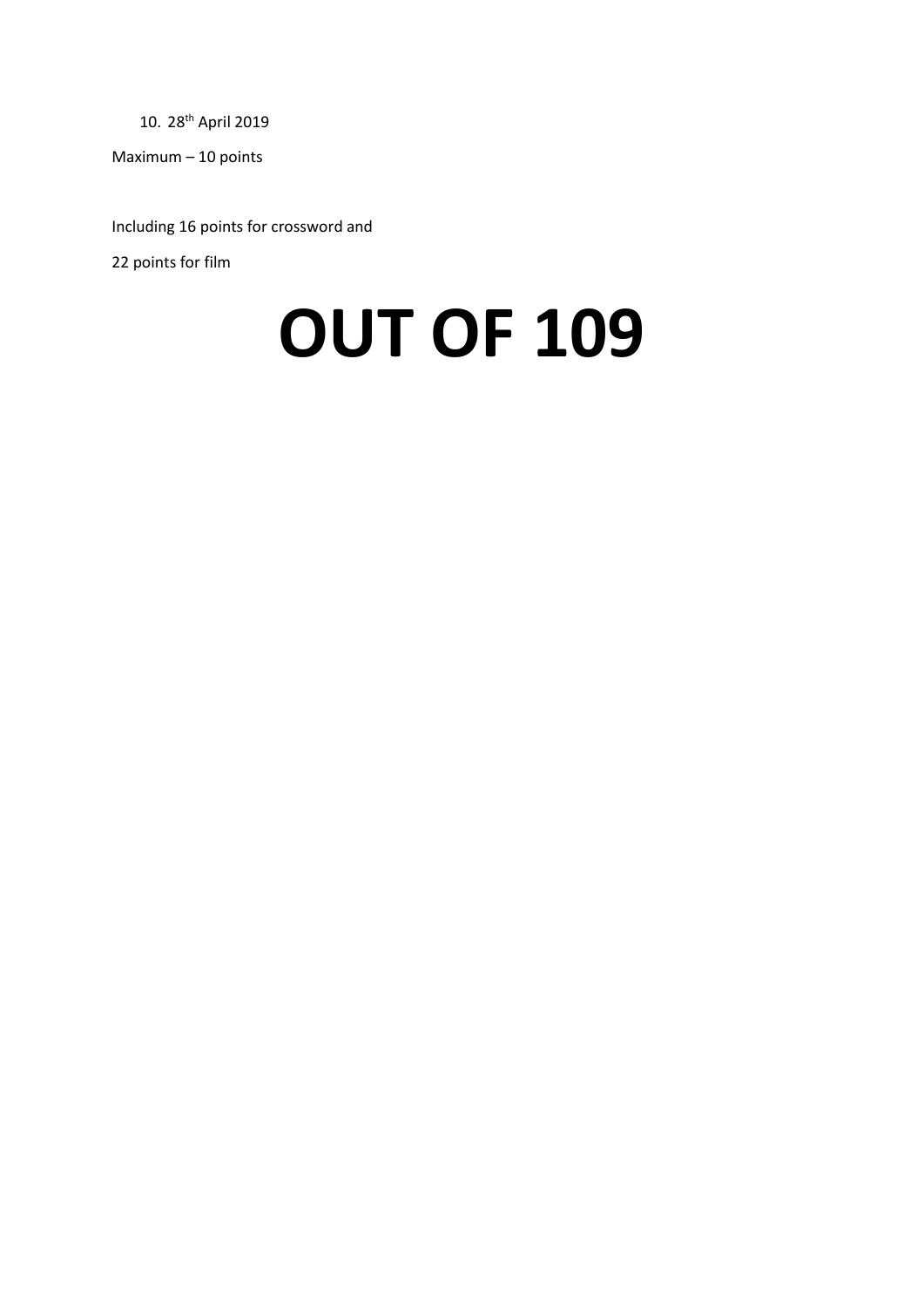10. 28th April 2019

Maximum – 10 points

Including 16 points for crossword and

22 points for film

# OUT OF 109